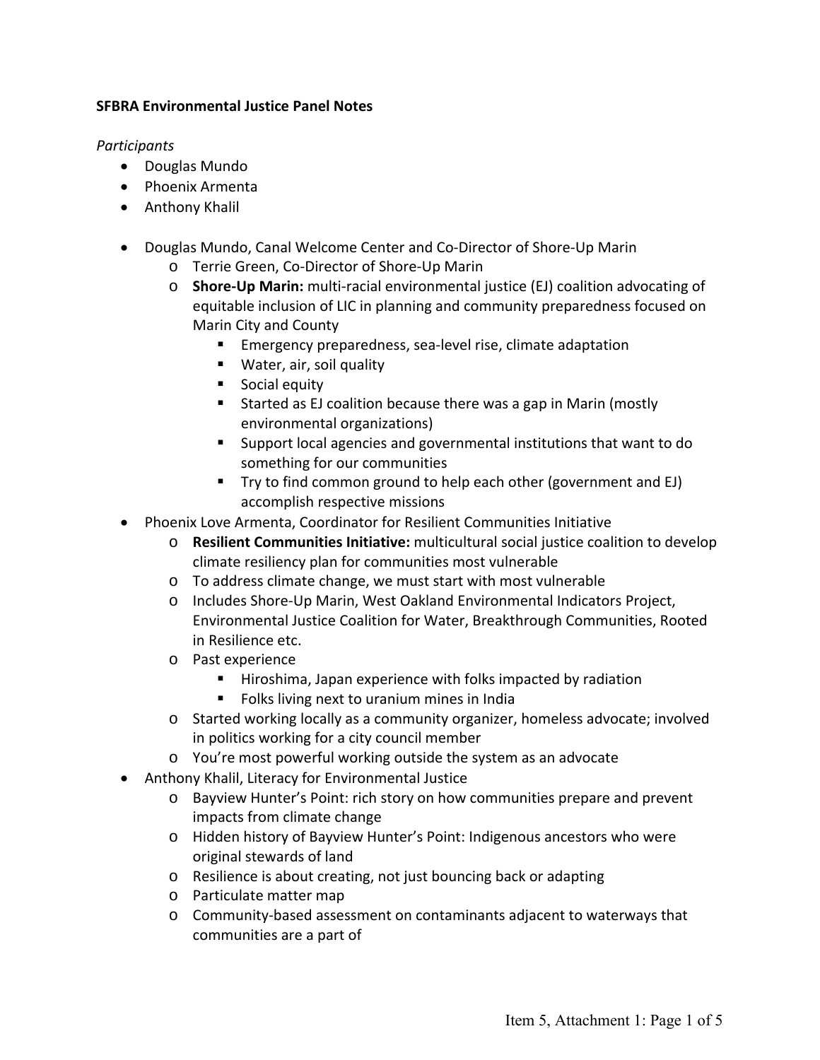**SFBRA Environmental Justice Panel Notes**

*Participants*

- Douglas Mundo
- Phoenix Armenta
- Anthony Khalil

- Douglas Mundo, Canal Welcome Center and Co-Director of Shore-Up Marin
  - Terrie Green, Co-Director of Shore-Up Marin
  - **Shore-Up Marin:** multi-racial environmental justice (EJ) coalition advocating of equitable inclusion of LIC in planning and community preparedness focused on Marin City and County
    - Emergency preparedness, sea-level rise, climate adaptation
    - Water, air, soil quality
    - Social equity
    - Started as EJ coalition because there was a gap in Marin (mostly environmental organizations)
    - Support local agencies and governmental institutions that want to do something for our communities
    - Try to find common ground to help each other (government and EJ) accomplish respective missions
- Phoenix Love Armenta, Coordinator for Resilient Communities Initiative
  - **Resilient Communities Initiative:** multicultural social justice coalition to develop climate resiliency plan for communities most vulnerable
  - To address climate change, we must start with most vulnerable
  - Includes Shore-Up Marin, West Oakland Environmental Indicators Project, Environmental Justice Coalition for Water, Breakthrough Communities, Rooted in Resilience etc.
  - Past experience
    - Hiroshima, Japan experience with folks impacted by radiation
    - Folks living next to uranium mines in India
  - Started working locally as a community organizer, homeless advocate; involved in politics working for a city council member
  - You're most powerful working outside the system as an advocate
- Anthony Khalil, Literacy for Environmental Justice
  - Bayview Hunter's Point: rich story on how communities prepare and prevent impacts from climate change
  - Hidden history of Bayview Hunter's Point: Indigenous ancestors who were original stewards of land
  - Resilience is about creating, not just bouncing back or adapting
  - Particulate matter map
  - Community-based assessment on contaminants adjacent to waterways that communities are a part of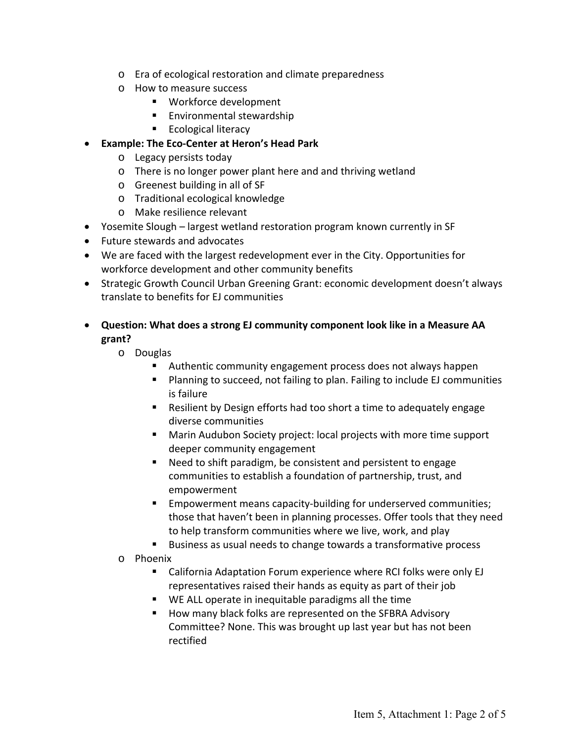- Era of ecological restoration and climate preparedness
  - How to measure success
    - Workforce development
    - Environmental stewardship
    - Ecological literacy
- **Example: The Eco-Center at Heron's Head Park**
  - Legacy persists today
  - There is no longer power plant here and and thriving wetland
  - Greenest building in all of SF
  - Traditional ecological knowledge
  - Make resilience relevant
- Yosemite Slough – largest wetland restoration program known currently in SF
- Future stewards and advocates
- We are faced with the largest redevelopment ever in the City. Opportunities for workforce development and other community benefits
- Strategic Growth Council Urban Greening Grant: economic development doesn't always translate to benefits for EJ communities

- **Question: What does a strong EJ community component look like in a Measure AA grant?**
  - Douglas
    - Authentic community engagement process does not always happen
    - Planning to succeed, not failing to plan. Failing to include EJ communities is failure
    - Resilient by Design efforts had too short a time to adequately engage diverse communities
    - Marin Audubon Society project: local projects with more time support deeper community engagement
    - Need to shift paradigm, be consistent and persistent to engage communities to establish a foundation of partnership, trust, and empowerment
    - Empowerment means capacity-building for underserved communities; those that haven't been in planning processes. Offer tools that they need to help transform communities where we live, work, and play
    - Business as usual needs to change towards a transformative process
  - Phoenix
    - California Adaptation Forum experience where RCI folks were only EJ representatives raised their hands as equity as part of their job
    - WE ALL operate in inequitable paradigms all the time
    - How many black folks are represented on the SFBRA Advisory Committee? None. This was brought up last year but has not been rectified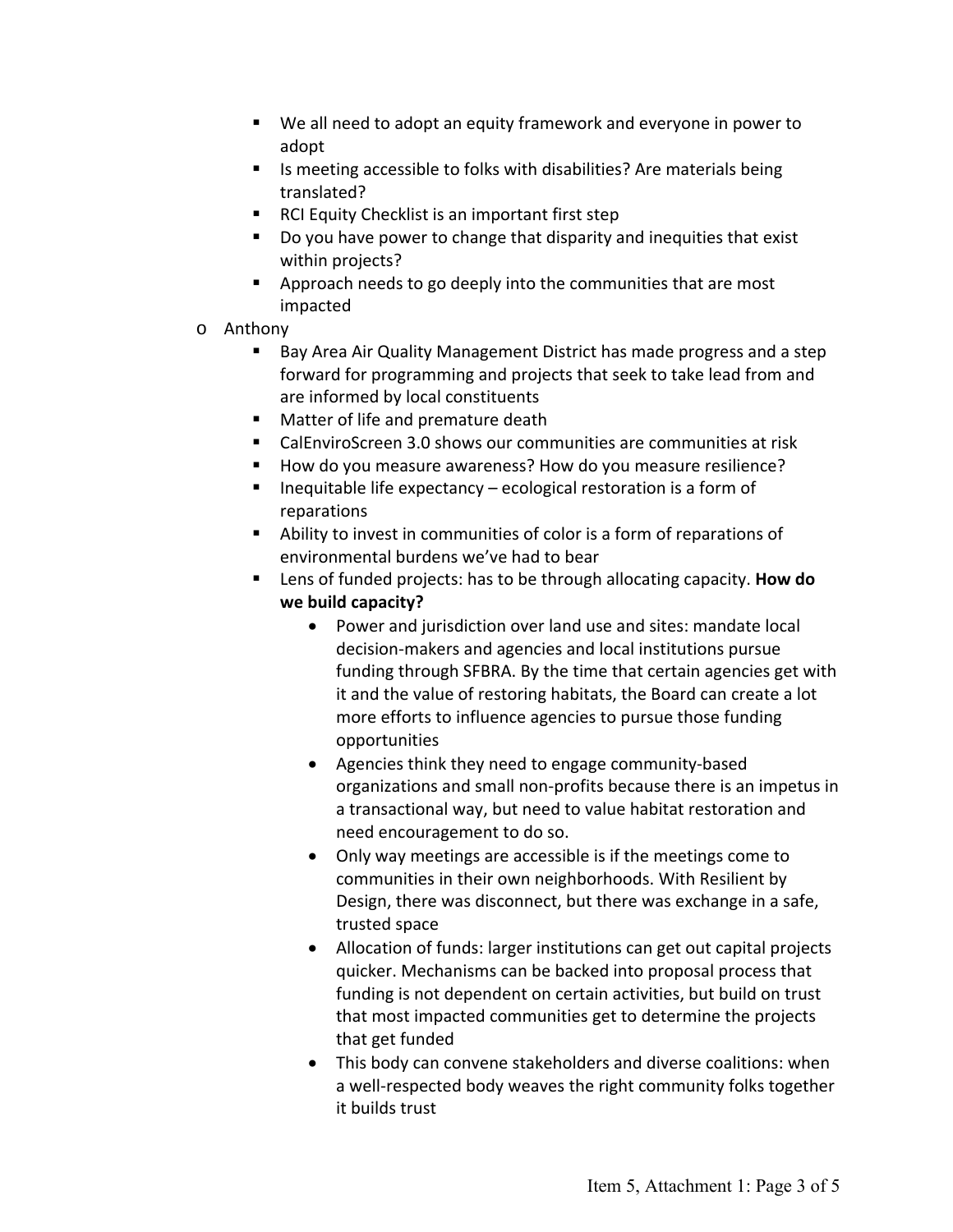- We all need to adopt an equity framework and everyone in power to adopt
    - Is meeting accessible to folks with disabilities? Are materials being translated?
    - RCI Equity Checklist is an important first step
    - Do you have power to change that disparity and inequities that exist within projects?
    - Approach needs to go deeply into the communities that are most impacted
- Anthony
    - Bay Area Air Quality Management District has made progress and a step forward for programming and projects that seek to take lead from and are informed by local constituents
    - Matter of life and premature death
    - CalEnviroScreen 3.0 shows our communities are communities at risk
    - How do you measure awareness? How do you measure resilience?
    - Inequitable life expectancy – ecological restoration is a form of reparations
    - Ability to invest in communities of color is a form of reparations of environmental burdens we've had to bear
    - Lens of funded projects: has to be through allocating capacity. **How do we build capacity?**
        - Power and jurisdiction over land use and sites: mandate local decision-makers and agencies and local institutions pursue funding through SFBRA. By the time that certain agencies get with it and the value of restoring habitats, the Board can create a lot more efforts to influence agencies to pursue those funding opportunities
        - Agencies think they need to engage community-based organizations and small non-profits because there is an impetus in a transactional way, but need to value habitat restoration and need encouragement to do so.
        - Only way meetings are accessible is if the meetings come to communities in their own neighborhoods. With Resilient by Design, there was disconnect, but there was exchange in a safe, trusted space
        - Allocation of funds: larger institutions can get out capital projects quicker. Mechanisms can be backed into proposal process that funding is not dependent on certain activities, but build on trust that most impacted communities get to determine the projects that get funded
        - This body can convene stakeholders and diverse coalitions: when a well-respected body weaves the right community folks together it builds trust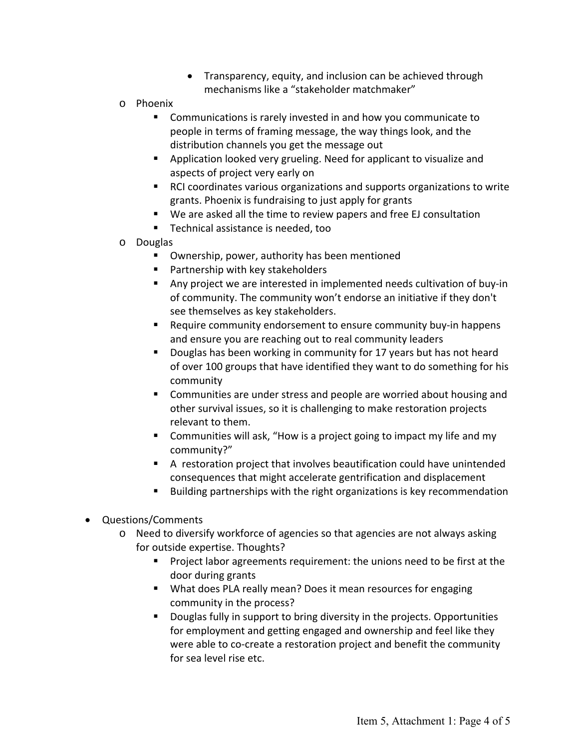- Transparency, equity, and inclusion can be achieved through mechanisms like a "stakeholder matchmaker"
  - Phoenix
    - Communications is rarely invested in and how you communicate to people in terms of framing message, the way things look, and the distribution channels you get the message out
    - Application looked very grueling. Need for applicant to visualize and aspects of project very early on
    - RCI coordinates various organizations and supports organizations to write grants. Phoenix is fundraising to just apply for grants
    - We are asked all the time to review papers and free EJ consultation
    - Technical assistance is needed, too
  - Douglas
    - Ownership, power, authority has been mentioned
    - Partnership with key stakeholders
    - Any project we are interested in implemented needs cultivation of buy-in of community. The community won't endorse an initiative if they don't see themselves as key stakeholders.
    - Require community endorsement to ensure community buy-in happens and ensure you are reaching out to real community leaders
    - Douglas has been working in community for 17 years but has not heard of over 100 groups that have identified they want to do something for his community
    - Communities are under stress and people are worried about housing and other survival issues, so it is challenging to make restoration projects relevant to them.
    - Communities will ask, "How is a project going to impact my life and my community?"
    - A restoration project that involves beautification could have unintended consequences that might accelerate gentrification and displacement
    - Building partnerships with the right organizations is key recommendation

- Questions/Comments
  - Need to diversify workforce of agencies so that agencies are not always asking for outside expertise. Thoughts?
    - Project labor agreements requirement: the unions need to be first at the door during grants
    - What does PLA really mean? Does it mean resources for engaging community in the process?
    - Douglas fully in support to bring diversity in the projects. Opportunities for employment and getting engaged and ownership and feel like they were able to co-create a restoration project and benefit the community for sea level rise etc.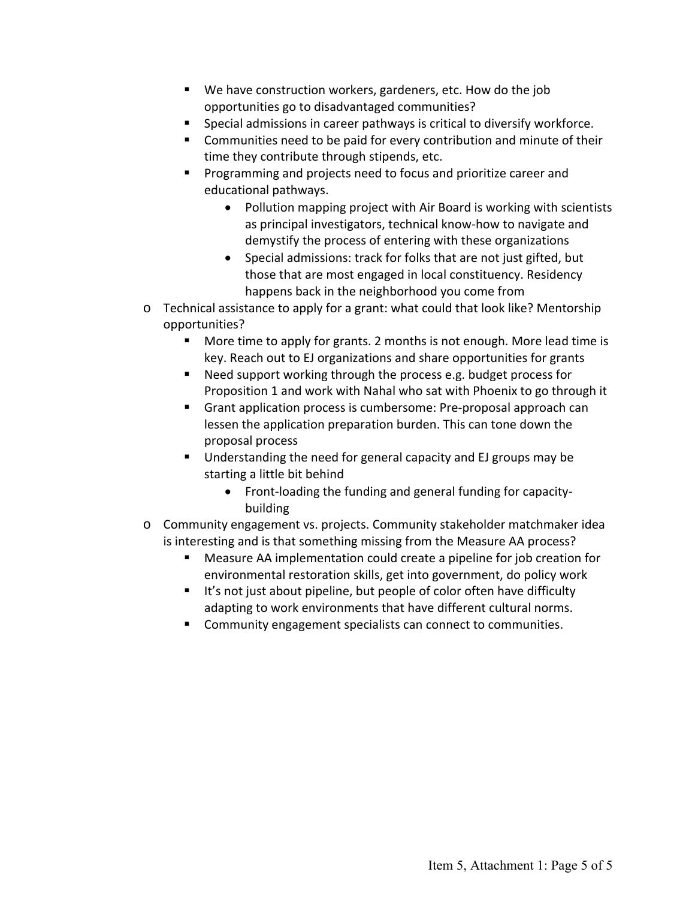- We have construction workers, gardeners, etc. How do the job opportunities go to disadvantaged communities?
    - Special admissions in career pathways is critical to diversify workforce.
    - Communities need to be paid for every contribution and minute of their time they contribute through stipends, etc.
    - Programming and projects need to focus and prioritize career and educational pathways.
      - Pollution mapping project with Air Board is working with scientists as principal investigators, technical know-how to navigate and demystify the process of entering with these organizations
      - Special admissions: track for folks that are not just gifted, but those that are most engaged in local constituency. Residency happens back in the neighborhood you come from
- Technical assistance to apply for a grant: what could that look like? Mentorship opportunities?
    - More time to apply for grants. 2 months is not enough. More lead time is key. Reach out to EJ organizations and share opportunities for grants
    - Need support working through the process e.g. budget process for Proposition 1 and work with Nahal who sat with Phoenix to go through it
    - Grant application process is cumbersome: Pre-proposal approach can lessen the application preparation burden. This can tone down the proposal process
    - Understanding the need for general capacity and EJ groups may be starting a little bit behind
      - Front-loading the funding and general funding for capacity-building
- Community engagement vs. projects. Community stakeholder matchmaker idea is interesting and is that something missing from the Measure AA process?
    - Measure AA implementation could create a pipeline for job creation for environmental restoration skills, get into government, do policy work
    - It's not just about pipeline, but people of color often have difficulty adapting to work environments that have different cultural norms.
    - Community engagement specialists can connect to communities.